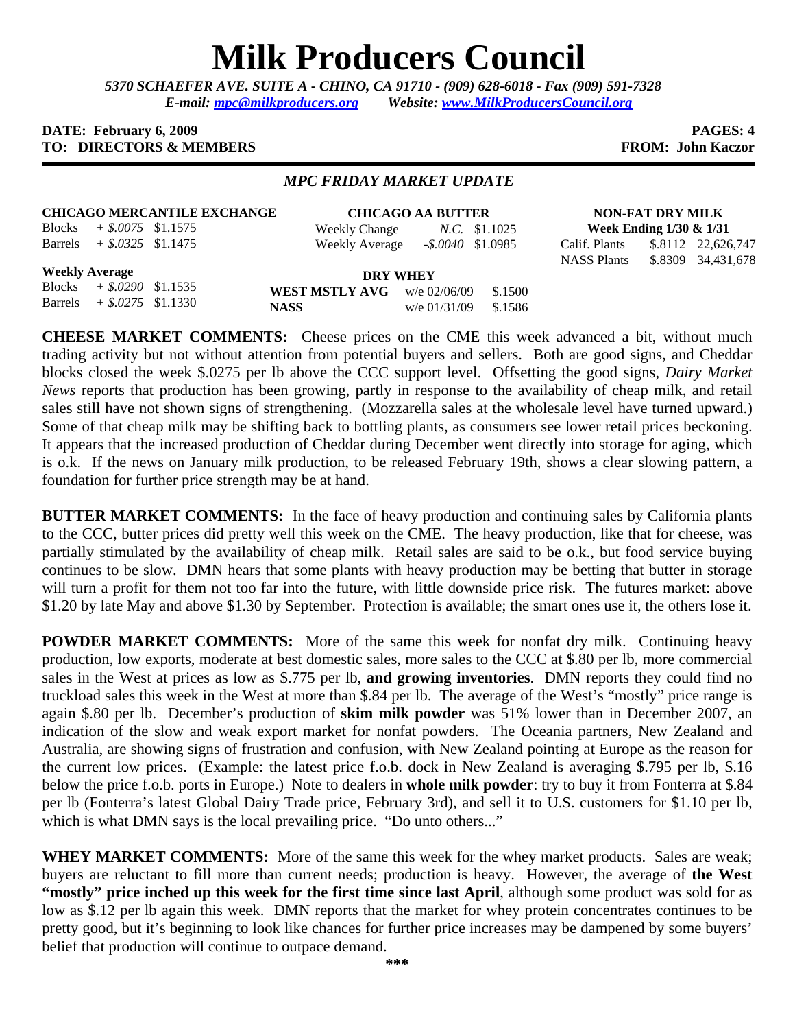# Milk Producers Council

*5370 SCHAEFER AVE. SUITE A - CHINO, CA 91710 - (909) 628-6018 - Fax (909) 591-7328*
*E-mail: mpc@milkproducers.org Website: www.MilkProducersCouncil.org*

**DATE: February 6, 2009** **PAGES: 4**
**TO: DIRECTORS & MEMBERS** **FROM: John Kaczor**

---

## *MPC FRIDAY MARKET UPDATE*

**CHICAGO MERCANTILE EXCHANGE**

| | | |
|---|---|---|
| Blocks | *+ $.0075* | $1.1575 |
| Barrels | *+ $.0325* | $1.1475 |

**Weekly Average**

| | | |
|---|---|---|
| Blocks | *+ $.0290* | $1.1535 |
| Barrels | *+ $.0275* | $1.1330 |

**CHICAGO AA BUTTER**

| | | |
|---|---|---|
| Weekly Change | *N.C.* | $1.1025 |
| Weekly Average | *-$.0040* | $1.0985 |

**DRY WHEY**

| | | |
|---|---|---|
| **WEST MSTLY AVG** | w/e 02/06/09 | $.1500 |
| **NASS** | w/e 01/31/09 | $.1586 |

**NON-FAT DRY MILK**
**Week Ending 1/30 & 1/31**

| | | |
|---|---|---|
| Calif. Plants | $.8112 | 22,626,747 |
| NASS Plants | $.8309 | 34,431,678 |

**CHEESE MARKET COMMENTS:** Cheese prices on the CME this week advanced a bit, without much trading activity but not without attention from potential buyers and sellers. Both are good signs, and Cheddar blocks closed the week $.0275 per lb above the CCC support level. Offsetting the good signs, *Dairy Market News* reports that production has been growing, partly in response to the availability of cheap milk, and retail sales still have not shown signs of strengthening. (Mozzarella sales at the wholesale level have turned upward.) Some of that cheap milk may be shifting back to bottling plants, as consumers see lower retail prices beckoning. It appears that the increased production of Cheddar during December went directly into storage for aging, which is o.k. If the news on January milk production, to be released February 19th, shows a clear slowing pattern, a foundation for further price strength may be at hand.

**BUTTER MARKET COMMENTS:** In the face of heavy production and continuing sales by California plants to the CCC, butter prices did pretty well this week on the CME. The heavy production, like that for cheese, was partially stimulated by the availability of cheap milk. Retail sales are said to be o.k., but food service buying continues to be slow. DMN hears that some plants with heavy production may be betting that butter in storage will turn a profit for them not too far into the future, with little downside price risk. The futures market: above $1.20 by late May and above $1.30 by September. Protection is available; the smart ones use it, the others lose it.

**POWDER MARKET COMMENTS:** More of the same this week for nonfat dry milk. Continuing heavy production, low exports, moderate at best domestic sales, more sales to the CCC at $.80 per lb, more commercial sales in the West at prices as low as $.775 per lb, **and growing inventories**. DMN reports they could find no truckload sales this week in the West at more than $.84 per lb. The average of the West's "mostly" price range is again $.80 per lb. December's production of **skim milk powder** was 51% lower than in December 2007, an indication of the slow and weak export market for nonfat powders. The Oceania partners, New Zealand and Australia, are showing signs of frustration and confusion, with New Zealand pointing at Europe as the reason for the current low prices. (Example: the latest price f.o.b. dock in New Zealand is averaging $.795 per lb, $.16 below the price f.o.b. ports in Europe.) Note to dealers in **whole milk powder**: try to buy it from Fonterra at $.84 per lb (Fonterra's latest Global Dairy Trade price, February 3rd), and sell it to U.S. customers for $1.10 per lb, which is what DMN says is the local prevailing price. "Do unto others..."

**WHEY MARKET COMMENTS:** More of the same this week for the whey market products. Sales are weak; buyers are reluctant to fill more than current needs; production is heavy. However, the average of **the West "mostly" price inched up this week for the first time since last April**, although some product was sold for as low as $.12 per lb again this week. DMN reports that the market for whey protein concentrates continues to be pretty good, but it's beginning to look like chances for further price increases may be dampened by some buyers' belief that production will continue to outpace demand.

***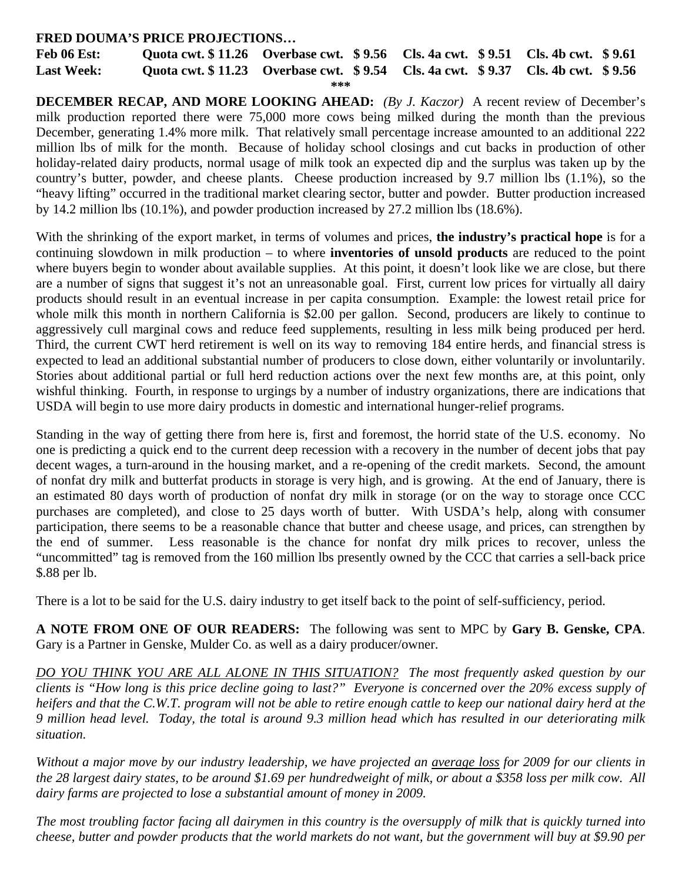**FRED DOUMA'S PRICE PROJECTIONS…**

| | | | | |
|---|---|---|---|---|
| **Feb 06 Est:** | **Quota cwt. $ 11.26** | **Overbase cwt. $ 9.56** | **Cls. 4a cwt. $ 9.51** | **Cls. 4b cwt. $ 9.61** |
| **Last Week:** | **Quota cwt. $ 11.23** | **Overbase cwt. $ 9.54** | **Cls. 4a cwt. $ 9.37** | **Cls. 4b cwt. $ 9.56** |

***

**DECEMBER RECAP, AND MORE LOOKING AHEAD:** *(By J. Kaczor)* A recent review of December's milk production reported there were 75,000 more cows being milked during the month than the previous December, generating 1.4% more milk. That relatively small percentage increase amounted to an additional 222 million lbs of milk for the month. Because of holiday school closings and cut backs in production of other holiday-related dairy products, normal usage of milk took an expected dip and the surplus was taken up by the country's butter, powder, and cheese plants. Cheese production increased by 9.7 million lbs (1.1%), so the "heavy lifting" occurred in the traditional market clearing sector, butter and powder. Butter production increased by 14.2 million lbs (10.1%), and powder production increased by 27.2 million lbs (18.6%).

With the shrinking of the export market, in terms of volumes and prices, **the industry's practical hope** is for a continuing slowdown in milk production – to where **inventories of unsold products** are reduced to the point where buyers begin to wonder about available supplies. At this point, it doesn't look like we are close, but there are a number of signs that suggest it's not an unreasonable goal. First, current low prices for virtually all dairy products should result in an eventual increase in per capita consumption. Example: the lowest retail price for whole milk this month in northern California is $2.00 per gallon. Second, producers are likely to continue to aggressively cull marginal cows and reduce feed supplements, resulting in less milk being produced per herd. Third, the current CWT herd retirement is well on its way to removing 184 entire herds, and financial stress is expected to lead an additional substantial number of producers to close down, either voluntarily or involuntarily. Stories about additional partial or full herd reduction actions over the next few months are, at this point, only wishful thinking. Fourth, in response to urgings by a number of industry organizations, there are indications that USDA will begin to use more dairy products in domestic and international hunger-relief programs.

Standing in the way of getting there from here is, first and foremost, the horrid state of the U.S. economy. No one is predicting a quick end to the current deep recession with a recovery in the number of decent jobs that pay decent wages, a turn-around in the housing market, and a re-opening of the credit markets. Second, the amount of nonfat dry milk and butterfat products in storage is very high, and is growing. At the end of January, there is an estimated 80 days worth of production of nonfat dry milk in storage (or on the way to storage once CCC purchases are completed), and close to 25 days worth of butter. With USDA's help, along with consumer participation, there seems to be a reasonable chance that butter and cheese usage, and prices, can strengthen by the end of summer. Less reasonable is the chance for nonfat dry milk prices to recover, unless the "uncommitted" tag is removed from the 160 million lbs presently owned by the CCC that carries a sell-back price $.88 per lb.

There is a lot to be said for the U.S. dairy industry to get itself back to the point of self-sufficiency, period.

**A NOTE FROM ONE OF OUR READERS:** The following was sent to MPC by **Gary B. Genske, CPA**. Gary is a Partner in Genske, Mulder Co. as well as a dairy producer/owner.

*<u>DO YOU THINK YOU ARE ALL ALONE IN THIS SITUATION?</u> The most frequently asked question by our clients is "How long is this price decline going to last?" Everyone is concerned over the 20% excess supply of heifers and that the C.W.T. program will not be able to retire enough cattle to keep our national dairy herd at the 9 million head level. Today, the total is around 9.3 million head which has resulted in our deteriorating milk situation.*

*Without a major move by our industry leadership, we have projected an <u>average loss</u> for 2009 for our clients in the 28 largest dairy states, to be around $1.69 per hundredweight of milk, or about a $358 loss per milk cow. All dairy farms are projected to lose a substantial amount of money in 2009.*

*The most troubling factor facing all dairymen in this country is the oversupply of milk that is quickly turned into cheese, butter and powder products that the world markets do not want, but the government will buy at $9.90 per*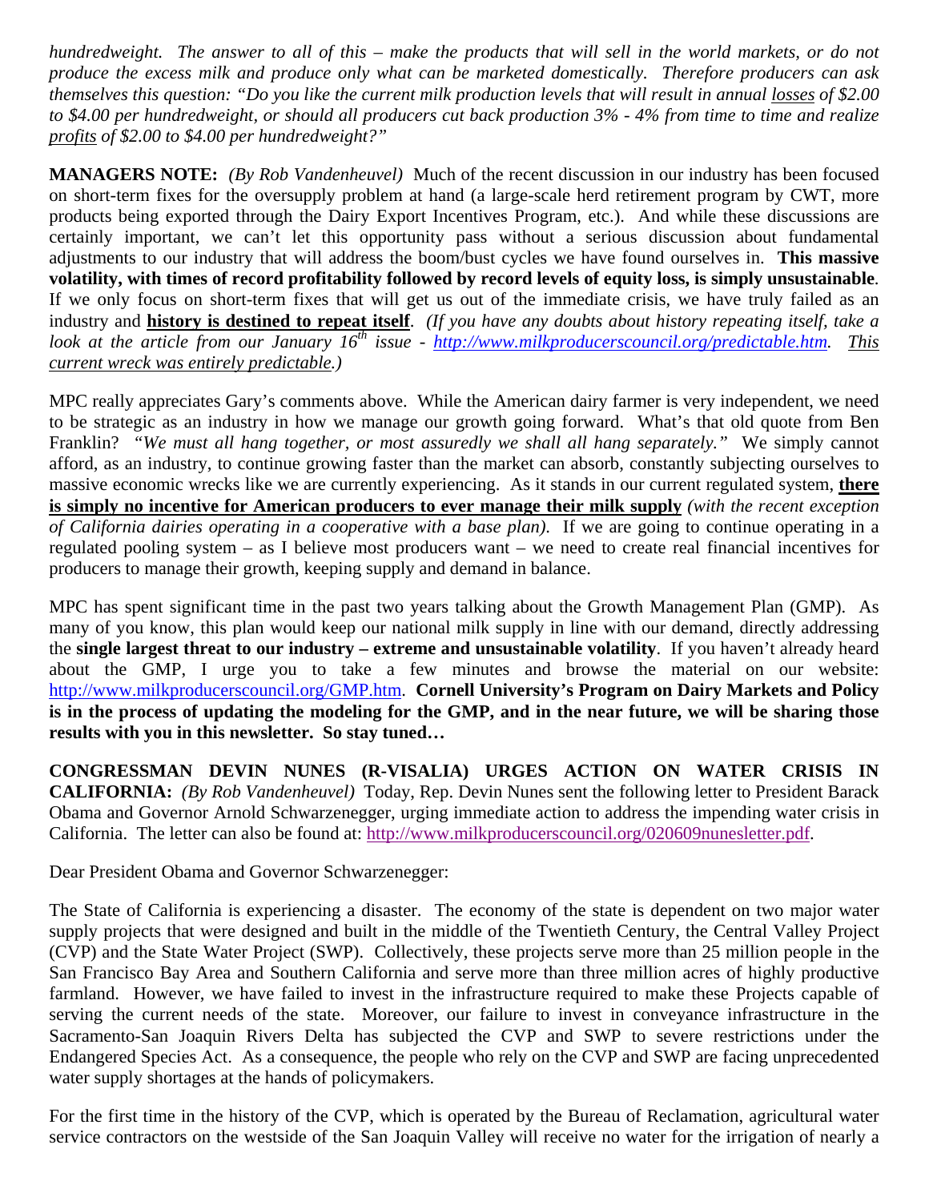*hundredweight. The answer to all of this – make the products that will sell in the world markets, or do not produce the excess milk and produce only what can be marketed domestically. Therefore producers can ask themselves this question: "Do you like the current milk production levels that will result in annual losses of $2.00 to $4.00 per hundredweight, or should all producers cut back production 3% - 4% from time to time and realize profits of $2.00 to $4.00 per hundredweight?"*

**MANAGERS NOTE:** *(By Rob Vandenheuvel)* Much of the recent discussion in our industry has been focused on short-term fixes for the oversupply problem at hand (a large-scale herd retirement program by CWT, more products being exported through the Dairy Export Incentives Program, etc.). And while these discussions are certainly important, we can't let this opportunity pass without a serious discussion about fundamental adjustments to our industry that will address the boom/bust cycles we have found ourselves in. **This massive volatility, with times of record profitability followed by record levels of equity loss, is simply unsustainable**. If we only focus on short-term fixes that will get us out of the immediate crisis, we have truly failed as an industry and **history is destined to repeat itself**. *(If you have any doubts about history repeating itself, take a look at the article from our January 16th issue - http://www.milkproducerscouncil.org/predictable.htm. This current wreck was entirely predictable.)*

MPC really appreciates Gary's comments above. While the American dairy farmer is very independent, we need to be strategic as an industry in how we manage our growth going forward. What's that old quote from Ben Franklin? *"We must all hang together, or most assuredly we shall all hang separately."* We simply cannot afford, as an industry, to continue growing faster than the market can absorb, constantly subjecting ourselves to massive economic wrecks like we are currently experiencing. As it stands in our current regulated system, **there is simply no incentive for American producers to ever manage their milk supply** *(with the recent exception of California dairies operating in a cooperative with a base plan)*. If we are going to continue operating in a regulated pooling system – as I believe most producers want – we need to create real financial incentives for producers to manage their growth, keeping supply and demand in balance.

MPC has spent significant time in the past two years talking about the Growth Management Plan (GMP). As many of you know, this plan would keep our national milk supply in line with our demand, directly addressing the **single largest threat to our industry – extreme and unsustainable volatility**. If you haven't already heard about the GMP, I urge you to take a few minutes and browse the material on our website: http://www.milkproducerscouncil.org/GMP.htm. **Cornell University's Program on Dairy Markets and Policy is in the process of updating the modeling for the GMP, and in the near future, we will be sharing those results with you in this newsletter. So stay tuned…**

**CONGRESSMAN DEVIN NUNES (R-VISALIA) URGES ACTION ON WATER CRISIS IN CALIFORNIA:** *(By Rob Vandenheuvel)* Today, Rep. Devin Nunes sent the following letter to President Barack Obama and Governor Arnold Schwarzenegger, urging immediate action to address the impending water crisis in California. The letter can also be found at: http://www.milkproducerscouncil.org/020609nunesletter.pdf.

Dear President Obama and Governor Schwarzenegger:

The State of California is experiencing a disaster. The economy of the state is dependent on two major water supply projects that were designed and built in the middle of the Twentieth Century, the Central Valley Project (CVP) and the State Water Project (SWP). Collectively, these projects serve more than 25 million people in the San Francisco Bay Area and Southern California and serve more than three million acres of highly productive farmland. However, we have failed to invest in the infrastructure required to make these Projects capable of serving the current needs of the state. Moreover, our failure to invest in conveyance infrastructure in the Sacramento-San Joaquin Rivers Delta has subjected the CVP and SWP to severe restrictions under the Endangered Species Act. As a consequence, the people who rely on the CVP and SWP are facing unprecedented water supply shortages at the hands of policymakers.

For the first time in the history of the CVP, which is operated by the Bureau of Reclamation, agricultural water service contractors on the westside of the San Joaquin Valley will receive no water for the irrigation of nearly a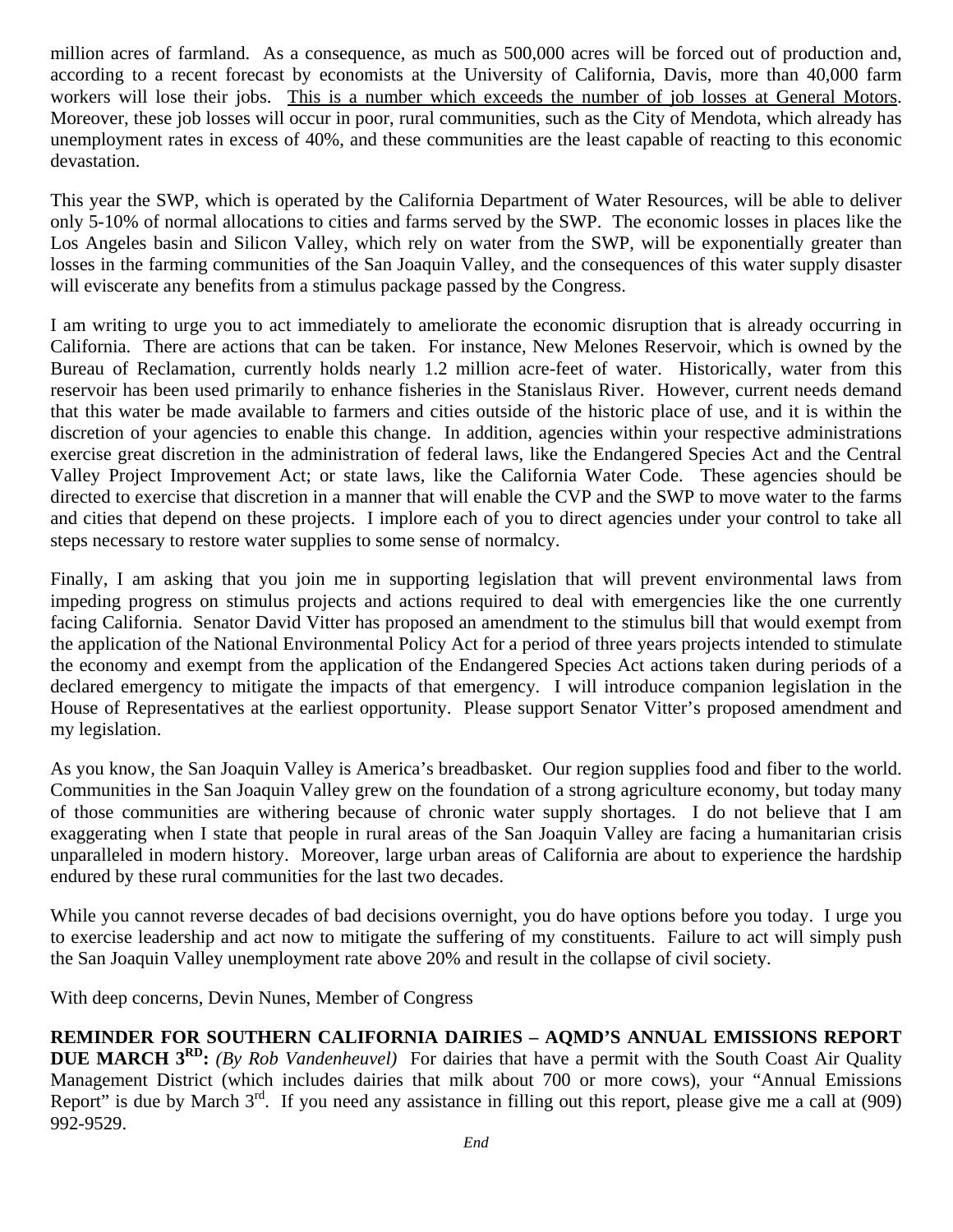million acres of farmland. As a consequence, as much as 500,000 acres will be forced out of production and, according to a recent forecast by economists at the University of California, Davis, more than 40,000 farm workers will lose their jobs. <u>This is a number which exceeds the number of job losses at General Motors</u>. Moreover, these job losses will occur in poor, rural communities, such as the City of Mendota, which already has unemployment rates in excess of 40%, and these communities are the least capable of reacting to this economic devastation.

This year the SWP, which is operated by the California Department of Water Resources, will be able to deliver only 5-10% of normal allocations to cities and farms served by the SWP. The economic losses in places like the Los Angeles basin and Silicon Valley, which rely on water from the SWP, will be exponentially greater than losses in the farming communities of the San Joaquin Valley, and the consequences of this water supply disaster will eviscerate any benefits from a stimulus package passed by the Congress.

I am writing to urge you to act immediately to ameliorate the economic disruption that is already occurring in California. There are actions that can be taken. For instance, New Melones Reservoir, which is owned by the Bureau of Reclamation, currently holds nearly 1.2 million acre-feet of water. Historically, water from this reservoir has been used primarily to enhance fisheries in the Stanislaus River. However, current needs demand that this water be made available to farmers and cities outside of the historic place of use, and it is within the discretion of your agencies to enable this change. In addition, agencies within your respective administrations exercise great discretion in the administration of federal laws, like the Endangered Species Act and the Central Valley Project Improvement Act; or state laws, like the California Water Code. These agencies should be directed to exercise that discretion in a manner that will enable the CVP and the SWP to move water to the farms and cities that depend on these projects. I implore each of you to direct agencies under your control to take all steps necessary to restore water supplies to some sense of normalcy.

Finally, I am asking that you join me in supporting legislation that will prevent environmental laws from impeding progress on stimulus projects and actions required to deal with emergencies like the one currently facing California. Senator David Vitter has proposed an amendment to the stimulus bill that would exempt from the application of the National Environmental Policy Act for a period of three years projects intended to stimulate the economy and exempt from the application of the Endangered Species Act actions taken during periods of a declared emergency to mitigate the impacts of that emergency. I will introduce companion legislation in the House of Representatives at the earliest opportunity. Please support Senator Vitter's proposed amendment and my legislation.

As you know, the San Joaquin Valley is America's breadbasket. Our region supplies food and fiber to the world. Communities in the San Joaquin Valley grew on the foundation of a strong agriculture economy, but today many of those communities are withering because of chronic water supply shortages. I do not believe that I am exaggerating when I state that people in rural areas of the San Joaquin Valley are facing a humanitarian crisis unparalleled in modern history. Moreover, large urban areas of California are about to experience the hardship endured by these rural communities for the last two decades.

While you cannot reverse decades of bad decisions overnight, you do have options before you today. I urge you to exercise leadership and act now to mitigate the suffering of my constituents. Failure to act will simply push the San Joaquin Valley unemployment rate above 20% and result in the collapse of civil society.

With deep concerns, Devin Nunes, Member of Congress

**REMINDER FOR SOUTHERN CALIFORNIA DAIRIES – AQMD'S ANNUAL EMISSIONS REPORT DUE MARCH 3RD:** *(By Rob Vandenheuvel)* For dairies that have a permit with the South Coast Air Quality Management District (which includes dairies that milk about 700 or more cows), your "Annual Emissions Report" is due by March 3rd. If you need any assistance in filling out this report, please give me a call at (909) 992-9529.

*End*